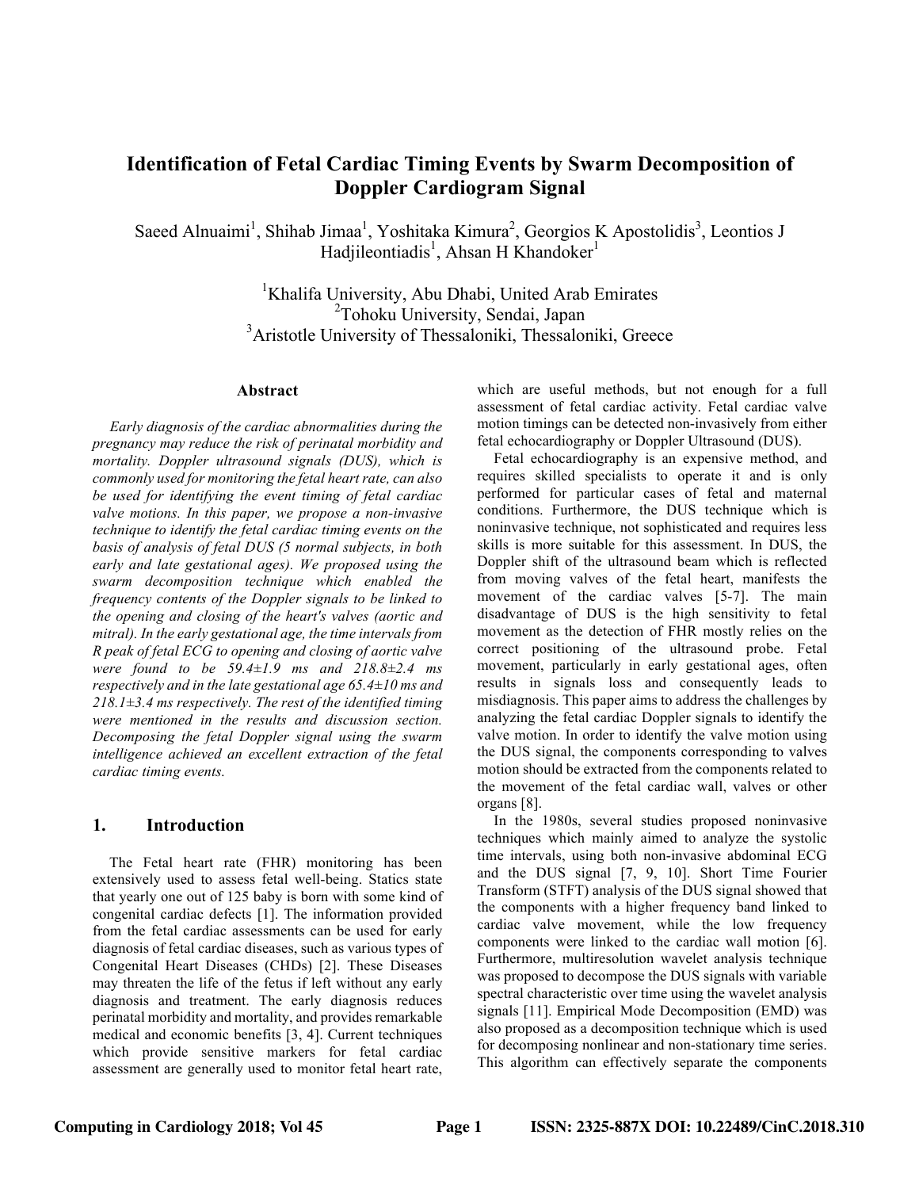# Identification of Fetal Cardiac Timing Events by Swarm Decomposition of Doppler Cardiogram Signal

Saeed Alnuaimi[1], Shihab Jimaa[1], Yoshitaka Kimura[2], Georgios K Apostolidis[3], Leontios J Hadjileontiadis[1], Ahsan H Khandoker[1]

[1]Khalifa University, Abu Dhabi, United Arab Emirates
[2]Tohoku University, Sendai, Japan
[3]Aristotle University of Thessaloniki, Thessaloniki, Greece

## Abstract

*Early diagnosis of the cardiac abnormalities during the pregnancy may reduce the risk of perinatal morbidity and mortality. Doppler ultrasound signals (DUS), which is commonly used for monitoring the fetal heart rate, can also be used for identifying the event timing of fetal cardiac valve motions. In this paper, we propose a non-invasive technique to identify the fetal cardiac timing events on the basis of analysis of fetal DUS (5 normal subjects, in both early and late gestational ages). We proposed using the swarm decomposition technique which enabled the frequency contents of the Doppler signals to be linked to the opening and closing of the heart's valves (aortic and mitral). In the early gestational age, the time intervals from R peak of fetal ECG to opening and closing of aortic valve were found to be 59.4±1.9 ms and 218.8±2.4 ms respectively and in the late gestational age 65.4±10 ms and 218.1±3.4 ms respectively. The rest of the identified timing were mentioned in the results and discussion section. Decomposing the fetal Doppler signal using the swarm intelligence achieved an excellent extraction of the fetal cardiac timing events.*

## 1. Introduction

The Fetal heart rate (FHR) monitoring has been extensively used to assess fetal well-being. Statics state that yearly one out of 125 baby is born with some kind of congenital cardiac defects [1]. The information provided from the fetal cardiac assessments can be used for early diagnosis of fetal cardiac diseases, such as various types of Congenital Heart Diseases (CHDs) [2]. These Diseases may threaten the life of the fetus if left without any early diagnosis and treatment. The early diagnosis reduces perinatal morbidity and mortality, and provides remarkable medical and economic benefits [3, 4]. Current techniques which provide sensitive markers for fetal cardiac assessment are generally used to monitor fetal heart rate, which are useful methods, but not enough for a full assessment of fetal cardiac activity. Fetal cardiac valve motion timings can be detected non-invasively from either fetal echocardiography or Doppler Ultrasound (DUS).

Fetal echocardiography is an expensive method, and requires skilled specialists to operate it and is only performed for particular cases of fetal and maternal conditions. Furthermore, the DUS technique which is noninvasive technique, not sophisticated and requires less skills is more suitable for this assessment. In DUS, the Doppler shift of the ultrasound beam which is reflected from moving valves of the fetal heart, manifests the movement of the cardiac valves [5-7]. The main disadvantage of DUS is the high sensitivity to fetal movement as the detection of FHR mostly relies on the correct positioning of the ultrasound probe. Fetal movement, particularly in early gestational ages, often results in signals loss and consequently leads to misdiagnosis. This paper aims to address the challenges by analyzing the fetal cardiac Doppler signals to identify the valve motion. In order to identify the valve motion using the DUS signal, the components corresponding to valves motion should be extracted from the components related to the movement of the fetal cardiac wall, valves or other organs [8].

In the 1980s, several studies proposed noninvasive techniques which mainly aimed to analyze the systolic time intervals, using both non-invasive abdominal ECG and the DUS signal [7, 9, 10]. Short Time Fourier Transform (STFT) analysis of the DUS signal showed that the components with a higher frequency band linked to cardiac valve movement, while the low frequency components were linked to the cardiac wall motion [6]. Furthermore, multiresolution wavelet analysis technique was proposed to decompose the DUS signals with variable spectral characteristic over time using the wavelet analysis signals [11]. Empirical Mode Decomposition (EMD) was also proposed as a decomposition technique which is used for decomposing nonlinear and non-stationary time series. This algorithm can effectively separate the components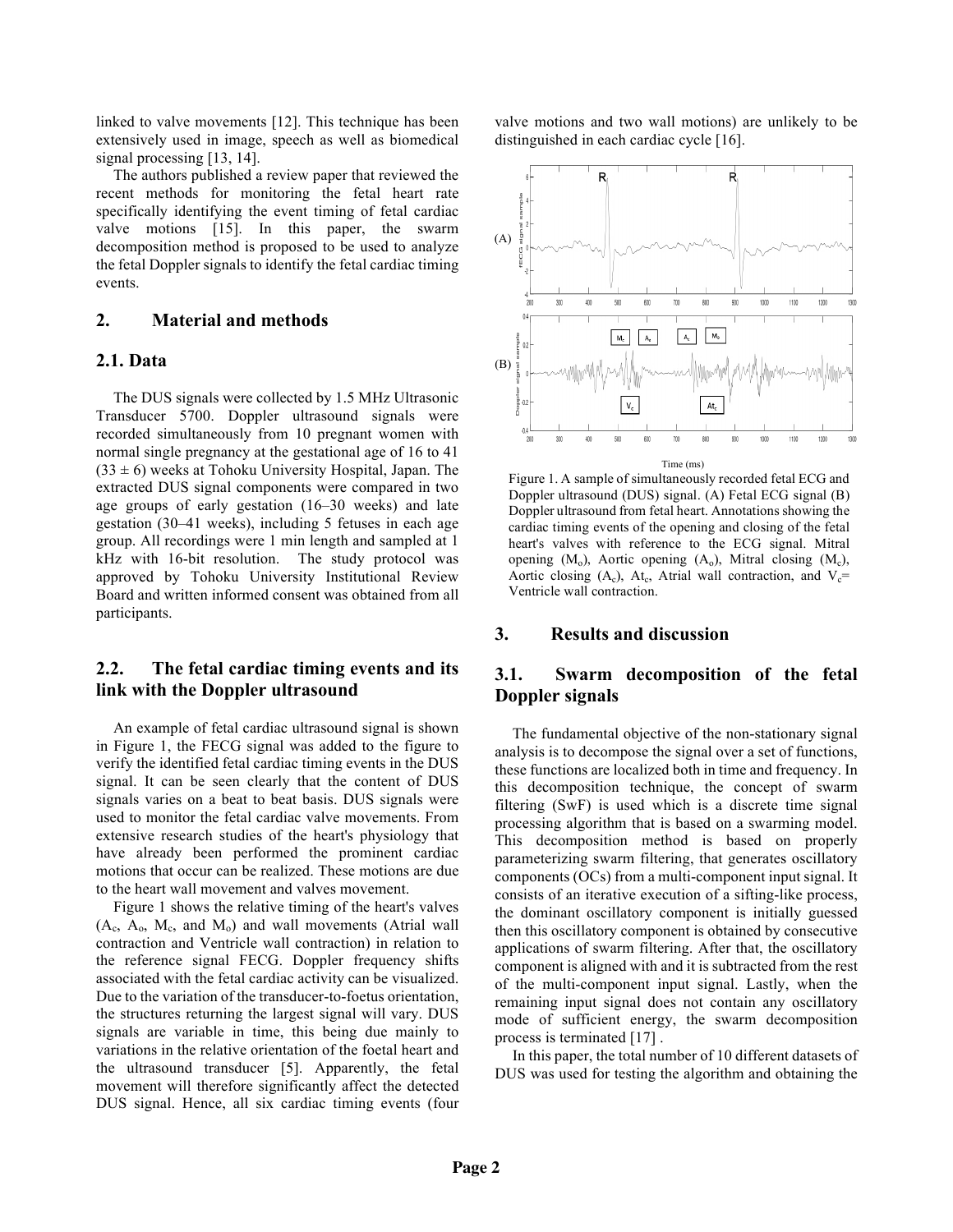linked to valve movements [12]. This technique has been extensively used in image, speech as well as biomedical signal processing [13, 14].

The authors published a review paper that reviewed the recent methods for monitoring the fetal heart rate specifically identifying the event timing of fetal cardiac valve motions [15]. In this paper, the swarm decomposition method is proposed to be used to analyze the fetal Doppler signals to identify the fetal cardiac timing events.

## 2. Material and methods

### 2.1. Data

The DUS signals were collected by 1.5 MHz Ultrasonic Transducer 5700. Doppler ultrasound signals were recorded simultaneously from 10 pregnant women with normal single pregnancy at the gestational age of 16 to 41 ($33 \pm 6$) weeks at Tohoku University Hospital, Japan. The extracted DUS signal components were compared in two age groups of early gestation (16–30 weeks) and late gestation (30–41 weeks), including 5 fetuses in each age group. All recordings were 1 min length and sampled at 1 kHz with 16-bit resolution. The study protocol was approved by Tohoku University Institutional Review Board and written informed consent was obtained from all participants.

### 2.2. The fetal cardiac timing events and its link with the Doppler ultrasound

An example of fetal cardiac ultrasound signal is shown in Figure 1, the FECG signal was added to the figure to verify the identified fetal cardiac timing events in the DUS signal. It can be seen clearly that the content of DUS signals varies on a beat to beat basis. DUS signals were used to monitor the fetal cardiac valve movements. From extensive research studies of the heart's physiology that have already been performed the prominent cardiac motions that occur can be realized. These motions are due to the heart wall movement and valves movement.

Figure 1 shows the relative timing of the heart's valves ($A_c$, $A_o$, $M_c$, and $M_o$) and wall movements (Atrial wall contraction and Ventricle wall contraction) in relation to the reference signal FECG. Doppler frequency shifts associated with the fetal cardiac activity can be visualized. Due to the variation of the transducer-to-foetus orientation, the structures returning the largest signal will vary. DUS signals are variable in time, this being due mainly to variations in the relative orientation of the foetal heart and the ultrasound transducer [5]. Apparently, the fetal movement will therefore significantly affect the detected DUS signal. Hence, all six cardiac timing events (four valve motions and two wall motions) are unlikely to be distinguished in each cardiac cycle [16].

Figure 1. A sample of simultaneously recorded fetal ECG and Doppler ultrasound (DUS) signal. (A) Fetal ECG signal (B) Doppler ultrasound from fetal heart. Annotations showing the cardiac timing events of the opening and closing of the fetal heart's valves with reference to the ECG signal. Mitral opening ($M_o$), Aortic opening ($A_o$), Mitral closing ($M_c$), Aortic closing ($A_c$), $At_c$, Atrial wall contraction, and $V_c$= Ventricle wall contraction.

## 3. Results and discussion

### 3.1. Swarm decomposition of the fetal Doppler signals

The fundamental objective of the non-stationary signal analysis is to decompose the signal over a set of functions, these functions are localized both in time and frequency. In this decomposition technique, the concept of swarm filtering (SwF) is used which is a discrete time signal processing algorithm that is based on a swarming model. This decomposition method is based on properly parameterizing swarm filtering, that generates oscillatory components (OCs) from a multi-component input signal. It consists of an iterative execution of a sifting-like process, the dominant oscillatory component is initially guessed then this oscillatory component is obtained by consecutive applications of swarm filtering. After that, the oscillatory component is aligned with and it is subtracted from the rest of the multi-component input signal. Lastly, when the remaining input signal does not contain any oscillatory mode of sufficient energy, the swarm decomposition process is terminated [17] .

In this paper, the total number of 10 different datasets of DUS was used for testing the algorithm and obtaining the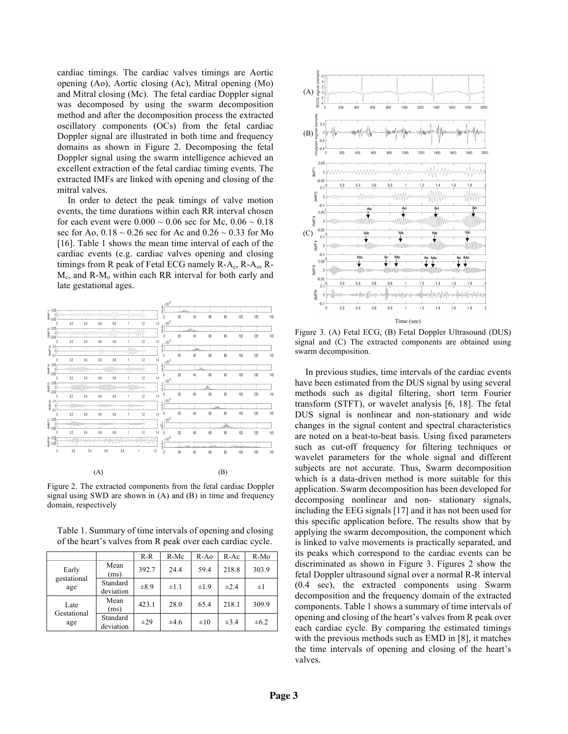cardiac timings. The cardiac valves timings are Aortic opening (Ao), Aortic closing (Ac), Mitral opening (Mo) and Mitral closing (Mc). The fetal cardiac Doppler signal was decomposed by using the swarm decomposition method and after the decomposition process the extracted oscillatory components (OCs) from the fetal cardiac Doppler signal are illustrated in both time and frequency domains as shown in Figure 2. Decomposing the fetal Doppler signal using the swarm intelligence achieved an excellent extraction of the fetal cardiac timing events. The extracted IMFs are linked with opening and closing of the mitral valves.

In order to detect the peak timings of valve motion events, the time durations within each RR interval chosen for each event were 0.000 ~ 0.06 sec for Mc, 0.06 ~ 0.18 sec for Ao, 0.18 ~ 0.26 sec for Ac and 0.26 ~ 0.33 for Mo [16]. Table 1 shows the mean time interval of each of the cardiac events (e.g. cardiac valves opening and closing timings from R peak of Fetal ECG namely R-$A_c$, R-$A_o$, R-$M_c$, and R-$M_o$ within each RR interval for both early and late gestational ages.

Figure 2. The extracted components from the fetal cardiac Doppler signal using SWD are shown in (A) and (B) in time and frequency domain, respectively

Table 1. Summary of time intervals of opening and closing of the heart's valves from R peak over each cardiac cycle.

| | | R-R | R-Mc | R-Ao | R-Ac | R-Mo |
|---|---|---|---|---|---|---|
| Early gestational age | Mean (ms) | 392.7 | 24.4 | 59.4 | 218.8 | 303.9 |
| | Standard deviation | ±8.9 | ±1.1 | ±1.9 | ±2.4 | ±1 |
| Late Gestational age | Mean (ms) | 423.1 | 28.0 | 65.4 | 218.1 | 309.9 |
| | Standard deviation | ±29 | ±4.6 | ±10 | ±3.4 | ±6.2 |

Figure 3. (A) Fetal ECG, (B) Fetal Doppler Ultrasound (DUS) signal and (C) The extracted components are obtained using swarm decomposition.

In previous studies, time intervals of the cardiac events have been estimated from the DUS signal by using several methods such as digital filtering, short term Fourier transform (STFT), or wavelet analysis [6, 18]. The fetal DUS signal is nonlinear and non-stationary and wide changes in the signal content and spectral characteristics are noted on a beat-to-beat basis. Using fixed parameters such as cut-off frequency for filtering techniques or wavelet parameters for the whole signal and different subjects are not accurate. Thus, Swarm decomposition which is a data-driven method is more suitable for this application. Swarm decomposition has been developed for decomposing nonlinear and non- stationary signals, including the EEG signals [17] and it has not been used for this specific application before. The results show that by applying the swarm decomposition, the component which is linked to valve movements is practically separated, and its peaks which correspond to the cardiac events can be discriminated as shown in Figure 3. Figures 2 show the fetal Doppler ultrasound signal over a normal R-R interval (0.4 sec), the extracted components using Swarm decomposition and the frequency domain of the extracted components. Table 1 shows a summary of time intervals of opening and closing of the heart's valves from R peak over each cardiac cycle. By comparing the estimated timings with the previous methods such as EMD in [8], it matches the time intervals of opening and closing of the heart's valves.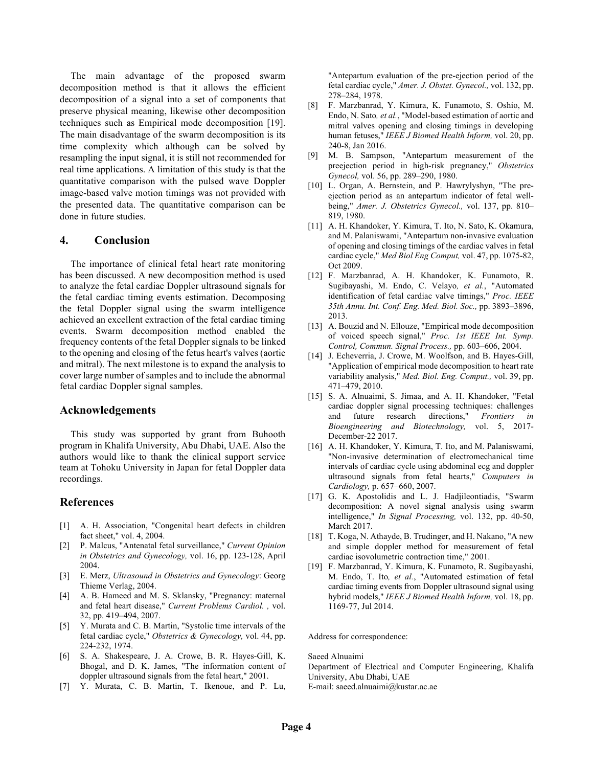The main advantage of the proposed swarm decomposition method is that it allows the efficient decomposition of a signal into a set of components that preserve physical meaning, likewise other decomposition techniques such as Empirical mode decomposition [19]. The main disadvantage of the swarm decomposition is its time complexity which although can be solved by resampling the input signal, it is still not recommended for real time applications. A limitation of this study is that the quantitative comparison with the pulsed wave Doppler image-based valve motion timings was not provided with the presented data. The quantitative comparison can be done in future studies.

## 4. Conclusion

The importance of clinical fetal heart rate monitoring has been discussed. A new decomposition method is used to analyze the fetal cardiac Doppler ultrasound signals for the fetal cardiac timing events estimation. Decomposing the fetal Doppler signal using the swarm intelligence achieved an excellent extraction of the fetal cardiac timing events. Swarm decomposition method enabled the frequency contents of the fetal Doppler signals to be linked to the opening and closing of the fetus heart's valves (aortic and mitral). The next milestone is to expand the analysis to cover large number of samples and to include the abnormal fetal cardiac Doppler signal samples.

## Acknowledgements

This study was supported by grant from Buhooth program in Khalifa University, Abu Dhabi, UAE. Also the authors would like to thank the clinical support service team at Tohoku University in Japan for fetal Doppler data recordings.

## References

[1] A. H. Association, "Congenital heart defects in children fact sheet," vol. 4, 2004.

[2] P. Malcus, "Antenatal fetal surveillance," *Current Opinion in Obstetrics and Gynecology,* vol. 16, pp. 123-128, April 2004.

[3] E. Merz, *Ultrasound in Obstetrics and Gynecology*: Georg Thieme Verlag, 2004.

[4] A. B. Hameed and M. S. Sklansky, "Pregnancy: maternal and fetal heart disease," *Current Problems Cardiol. ,* vol. 32, pp. 419–494, 2007.

[5] Y. Murata and C. B. Martin, "Systolic time intervals of the fetal cardiac cycle," *Obstetrics & Gynecology,* vol. 44, pp. 224-232, 1974.

[6] S. A. Shakespeare, J. A. Crowe, B. R. Hayes-Gill, K. Bhogal, and D. K. James, "The information content of doppler ultrasound signals from the fetal heart," 2001.

[7] Y. Murata, C. B. Martin, T. Ikenoue, and P. Lu, "Antepartum evaluation of the pre-ejection period of the fetal cardiac cycle," *Amer. J. Obstet. Gynecol.,* vol. 132, pp. 278–284, 1978.

[8] F. Marzbanrad, Y. Kimura, K. Funamoto, S. Oshio, M. Endo, N. Sato*, et al.*, "Model-based estimation of aortic and mitral valves opening and closing timings in developing human fetuses," *IEEE J Biomed Health Inform,* vol. 20, pp. 240-8, Jan 2016.

[9] M. B. Sampson, "Antepartum measurement of the preejection period in high-risk pregnancy," *Obstetrics Gynecol,* vol. 56, pp. 289–290, 1980.

[10] L. Organ, A. Bernstein, and P. Hawrylyshyn, "The pre-ejection period as an antepartum indicator of fetal well-being," *Amer. J. Obstetrics Gynecol.,* vol. 137, pp. 810–819, 1980.

[11] A. H. Khandoker, Y. Kimura, T. Ito, N. Sato, K. Okamura, and M. Palaniswami, "Antepartum non-invasive evaluation of opening and closing timings of the cardiac valves in fetal cardiac cycle," *Med Biol Eng Comput,* vol. 47, pp. 1075-82, Oct 2009.

[12] F. Marzbanrad, A. H. Khandoker, K. Funamoto, R. Sugibayashi, M. Endo, C. Velayo*, et al.*, "Automated identification of fetal cardiac valve timings," *Proc. IEEE 35th Annu. Int. Conf. Eng. Med. Biol. Soc.,* pp. 3893–3896, 2013.

[13] A. Bouzid and N. Ellouze, "Empirical mode decomposition of voiced speech signal," *Proc. 1st IEEE Int. Symp. Control, Commun. Signal Process.,* pp. 603–606, 2004.

[14] J. Echeverria, J. Crowe, M. Woolfson, and B. Hayes-Gill, "Application of empirical mode decomposition to heart rate variability analysis," *Med. Biol. Eng. Comput.,* vol. 39, pp. 471–479, 2010.

[15] S. A. Alnuaimi, S. Jimaa, and A. H. Khandoker, "Fetal cardiac doppler signal processing techniques: challenges and future research directions," *Frontiers in Bioengineering and Biotechnology,* vol. 5, 2017-December-22 2017.

[16] A. H. Khandoker, Y. Kimura, T. Ito, and M. Palaniswami, "Non-invasive determination of electromechanical time intervals of cardiac cycle using abdominal ecg and doppler ultrasound signals from fetal hearts," *Computers in Cardiology,* p. 657−660, 2007.

[17] G. K. Apostolidis and L. J. Hadjileontiadis, "Swarm decomposition: A novel signal analysis using swarm intelligence," *In Signal Processing,* vol. 132, pp. 40-50, March 2017.

[18] T. Koga, N. Athayde, B. Trudinger, and H. Nakano, "A new and simple doppler method for measurement of fetal cardiac isovolumetric contraction time," 2001.

[19] F. Marzbanrad, Y. Kimura, K. Funamoto, R. Sugibayashi, M. Endo, T. Ito*, et al.*, "Automated estimation of fetal cardiac timing events from Doppler ultrasound signal using hybrid models," *IEEE J Biomed Health Inform,* vol. 18, pp. 1169-77, Jul 2014.

Address for correspondence:

Saeed Alnuaimi
Department of Electrical and Computer Engineering, Khalifa University, Abu Dhabi, UAE
E-mail: saeed.alnuaimi@kustar.ac.ae